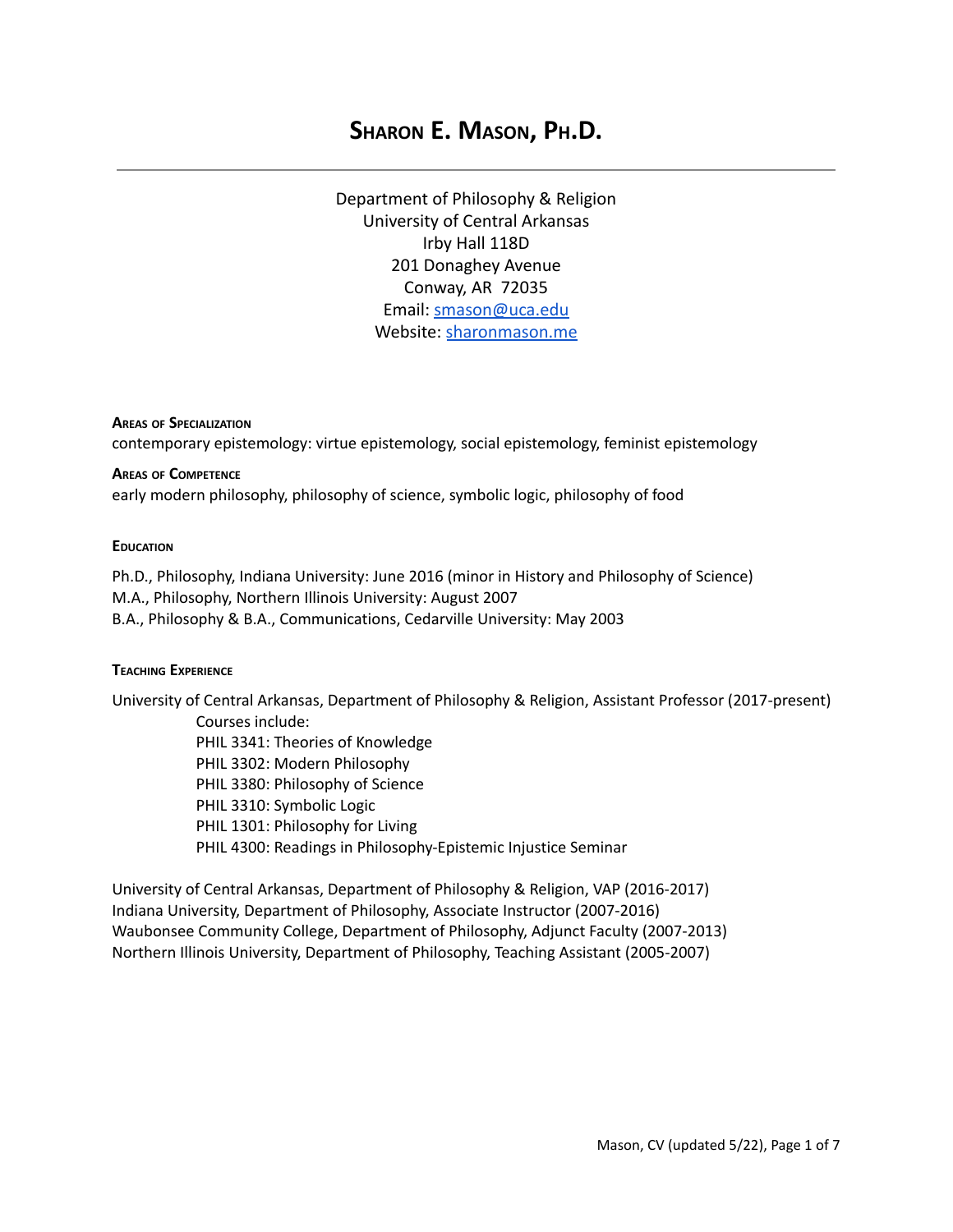# Sharon E. Mason, Ph.D.

---

Department of Philosophy & Religion
University of Central Arkansas
Irby Hall 118D
201 Donaghey Avenue
Conway, AR 72035
Email: [smason@uca.edu](mailto:smason@uca.edu)
Website: [sharonmason.me](https://sharonmason.me)

### Areas of Specialization

contemporary epistemology: virtue epistemology, social epistemology, feminist epistemology

### Areas of Competence

early modern philosophy, philosophy of science, symbolic logic, philosophy of food

### Education

Ph.D., Philosophy, Indiana University: June 2016 (minor in History and Philosophy of Science)
M.A., Philosophy, Northern Illinois University: August 2007
B.A., Philosophy & B.A., Communications, Cedarville University: May 2003

### Teaching Experience

University of Central Arkansas, Department of Philosophy & Religion, Assistant Professor (2017-present)

Courses include:
- PHIL 3341: Theories of Knowledge
- PHIL 3302: Modern Philosophy
- PHIL 3380: Philosophy of Science
- PHIL 3310: Symbolic Logic
- PHIL 1301: Philosophy for Living
- PHIL 4300: Readings in Philosophy-Epistemic Injustice Seminar

University of Central Arkansas, Department of Philosophy & Religion, VAP (2016-2017)
Indiana University, Department of Philosophy, Associate Instructor (2007-2016)
Waubonsee Community College, Department of Philosophy, Adjunct Faculty (2007-2013)
Northern Illinois University, Department of Philosophy, Teaching Assistant (2005-2007)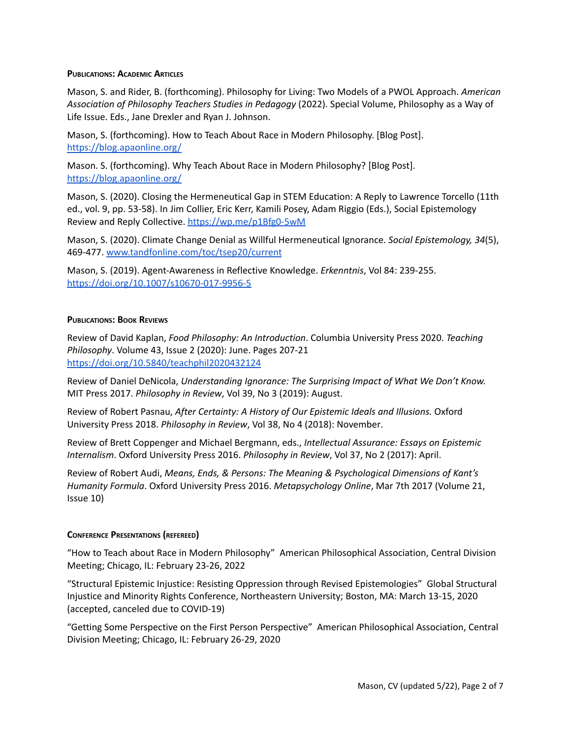**Publications: Academic Articles**

Mason, S. and Rider, B. (forthcoming). Philosophy for Living: Two Models of a PWOL Approach. *American Association of Philosophy Teachers Studies in Pedagogy* (2022). Special Volume, Philosophy as a Way of Life Issue. Eds., Jane Drexler and Ryan J. Johnson.

Mason, S. (forthcoming). How to Teach About Race in Modern Philosophy. [Blog Post]. https://blog.apaonline.org/

Mason. S. (forthcoming). Why Teach About Race in Modern Philosophy? [Blog Post]. https://blog.apaonline.org/

Mason, S. (2020). Closing the Hermeneutical Gap in STEM Education: A Reply to Lawrence Torcello (11th ed., vol. 9, pp. 53-58). In Jim Collier, Eric Kerr, Kamili Posey, Adam Riggio (Eds.), Social Epistemology Review and Reply Collective. https://wp.me/p1Bfg0-5wM

Mason, S. (2020). Climate Change Denial as Willful Hermeneutical Ignorance. *Social Epistemology, 34*(5), 469-477. www.tandfonline.com/toc/tsep20/current

Mason, S. (2019). Agent-Awareness in Reflective Knowledge. *Erkenntnis*, Vol 84: 239-255. https://doi.org/10.1007/s10670-017-9956-5

**Publications: Book Reviews**

Review of David Kaplan, *Food Philosophy: An Introduction*. Columbia University Press 2020. *Teaching Philosophy*. Volume 43, Issue 2 (2020): June. Pages 207-21 https://doi.org/10.5840/teachphil2020432124

Review of Daniel DeNicola, *Understanding Ignorance: The Surprising Impact of What We Don't Know.* MIT Press 2017. *Philosophy in Review*, Vol 39, No 3 (2019): August.

Review of Robert Pasnau, *After Certainty: A History of Our Epistemic Ideals and Illusions.* Oxford University Press 2018. *Philosophy in Review*, Vol 38, No 4 (2018): November.

Review of Brett Coppenger and Michael Bergmann, eds., *Intellectual Assurance: Essays on Epistemic Internalism*. Oxford University Press 2016. *Philosophy in Review*, Vol 37, No 2 (2017): April.

Review of Robert Audi, *Means, Ends, & Persons: The Meaning & Psychological Dimensions of Kant's Humanity Formula*. Oxford University Press 2016. *Metapsychology Online*, Mar 7th 2017 (Volume 21, Issue 10)

**Conference Presentations (refereed)**

"How to Teach about Race in Modern Philosophy" American Philosophical Association, Central Division Meeting; Chicago, IL: February 23-26, 2022

"Structural Epistemic Injustice: Resisting Oppression through Revised Epistemologies" Global Structural Injustice and Minority Rights Conference, Northeastern University; Boston, MA: March 13-15, 2020 (accepted, canceled due to COVID-19)

"Getting Some Perspective on the First Person Perspective" American Philosophical Association, Central Division Meeting; Chicago, IL: February 26-29, 2020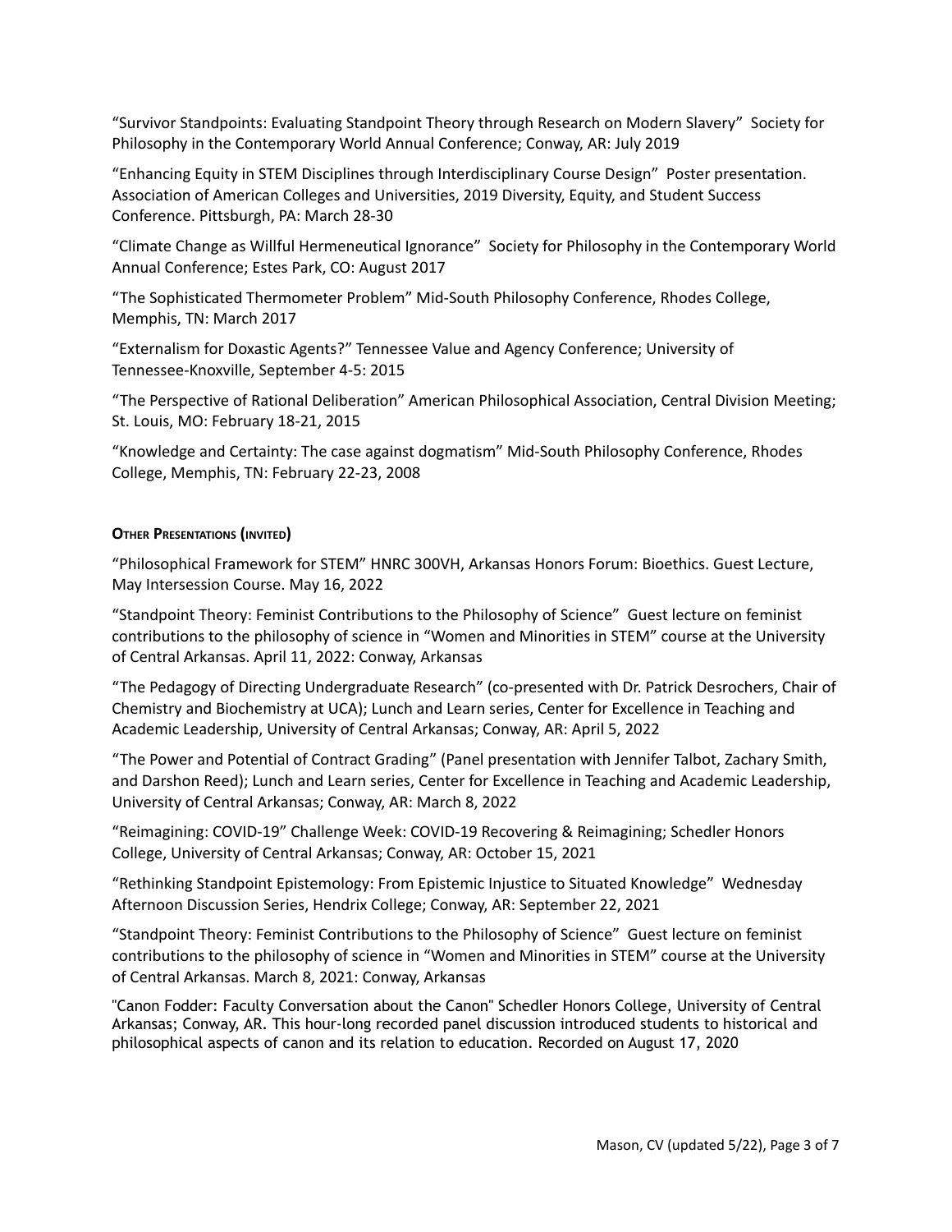“Survivor Standpoints: Evaluating Standpoint Theory through Research on Modern Slavery” Society for Philosophy in the Contemporary World Annual Conference; Conway, AR: July 2019

“Enhancing Equity in STEM Disciplines through Interdisciplinary Course Design” Poster presentation. Association of American Colleges and Universities, 2019 Diversity, Equity, and Student Success Conference. Pittsburgh, PA: March 28-30

“Climate Change as Willful Hermeneutical Ignorance” Society for Philosophy in the Contemporary World Annual Conference; Estes Park, CO: August 2017

“The Sophisticated Thermometer Problem” Mid-South Philosophy Conference, Rhodes College, Memphis, TN: March 2017

“Externalism for Doxastic Agents?” Tennessee Value and Agency Conference; University of Tennessee-Knoxville, September 4-5: 2015

“The Perspective of Rational Deliberation” American Philosophical Association, Central Division Meeting; St. Louis, MO: February 18-21, 2015

“Knowledge and Certainty: The case against dogmatism” Mid-South Philosophy Conference, Rhodes College, Memphis, TN: February 22-23, 2008

**Other Presentations (invited)**

“Philosophical Framework for STEM” HNRC 300VH, Arkansas Honors Forum: Bioethics. Guest Lecture, May Intersession Course. May 16, 2022

“Standpoint Theory: Feminist Contributions to the Philosophy of Science” Guest lecture on feminist contributions to the philosophy of science in “Women and Minorities in STEM” course at the University of Central Arkansas. April 11, 2022: Conway, Arkansas

“The Pedagogy of Directing Undergraduate Research” (co-presented with Dr. Patrick Desrochers, Chair of Chemistry and Biochemistry at UCA); Lunch and Learn series, Center for Excellence in Teaching and Academic Leadership, University of Central Arkansas; Conway, AR: April 5, 2022

“The Power and Potential of Contract Grading” (Panel presentation with Jennifer Talbot, Zachary Smith, and Darshon Reed); Lunch and Learn series, Center for Excellence in Teaching and Academic Leadership, University of Central Arkansas; Conway, AR: March 8, 2022

“Reimagining: COVID-19” Challenge Week: COVID-19 Recovering & Reimagining; Schedler Honors College, University of Central Arkansas; Conway, AR: October 15, 2021

“Rethinking Standpoint Epistemology: From Epistemic Injustice to Situated Knowledge” Wednesday Afternoon Discussion Series, Hendrix College; Conway, AR: September 22, 2021

“Standpoint Theory: Feminist Contributions to the Philosophy of Science” Guest lecture on feminist contributions to the philosophy of science in “Women and Minorities in STEM” course at the University of Central Arkansas. March 8, 2021: Conway, Arkansas

"Canon Fodder: Faculty Conversation about the Canon" Schedler Honors College, University of Central Arkansas; Conway, AR. This hour-long recorded panel discussion introduced students to historical and philosophical aspects of canon and its relation to education. Recorded on August 17, 2020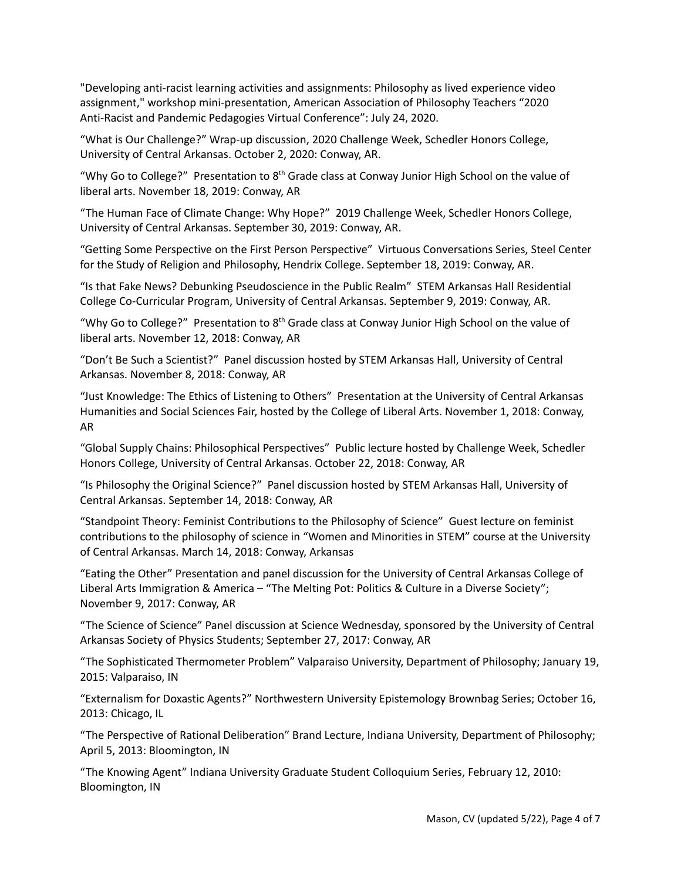"Developing anti-racist learning activities and assignments: Philosophy as lived experience video assignment," workshop mini-presentation, American Association of Philosophy Teachers "2020 Anti-Racist and Pandemic Pedagogies Virtual Conference": July 24, 2020.

"What is Our Challenge?" Wrap-up discussion, 2020 Challenge Week, Schedler Honors College, University of Central Arkansas. October 2, 2020: Conway, AR.

"Why Go to College?" Presentation to 8th Grade class at Conway Junior High School on the value of liberal arts. November 18, 2019: Conway, AR

"The Human Face of Climate Change: Why Hope?" 2019 Challenge Week, Schedler Honors College, University of Central Arkansas. September 30, 2019: Conway, AR.

"Getting Some Perspective on the First Person Perspective" Virtuous Conversations Series, Steel Center for the Study of Religion and Philosophy, Hendrix College. September 18, 2019: Conway, AR.

"Is that Fake News? Debunking Pseudoscience in the Public Realm" STEM Arkansas Hall Residential College Co-Curricular Program, University of Central Arkansas. September 9, 2019: Conway, AR.

"Why Go to College?" Presentation to 8th Grade class at Conway Junior High School on the value of liberal arts. November 12, 2018: Conway, AR

"Don't Be Such a Scientist?" Panel discussion hosted by STEM Arkansas Hall, University of Central Arkansas. November 8, 2018: Conway, AR

"Just Knowledge: The Ethics of Listening to Others" Presentation at the University of Central Arkansas Humanities and Social Sciences Fair, hosted by the College of Liberal Arts. November 1, 2018: Conway, AR

"Global Supply Chains: Philosophical Perspectives" Public lecture hosted by Challenge Week, Schedler Honors College, University of Central Arkansas. October 22, 2018: Conway, AR

"Is Philosophy the Original Science?" Panel discussion hosted by STEM Arkansas Hall, University of Central Arkansas. September 14, 2018: Conway, AR

"Standpoint Theory: Feminist Contributions to the Philosophy of Science" Guest lecture on feminist contributions to the philosophy of science in "Women and Minorities in STEM" course at the University of Central Arkansas. March 14, 2018: Conway, Arkansas

"Eating the Other" Presentation and panel discussion for the University of Central Arkansas College of Liberal Arts Immigration & America – "The Melting Pot: Politics & Culture in a Diverse Society"; November 9, 2017: Conway, AR

"The Science of Science" Panel discussion at Science Wednesday, sponsored by the University of Central Arkansas Society of Physics Students; September 27, 2017: Conway, AR

"The Sophisticated Thermometer Problem" Valparaiso University, Department of Philosophy; January 19, 2015: Valparaiso, IN

"Externalism for Doxastic Agents?" Northwestern University Epistemology Brownbag Series; October 16, 2013: Chicago, IL

"The Perspective of Rational Deliberation" Brand Lecture, Indiana University, Department of Philosophy; April 5, 2013: Bloomington, IN

"The Knowing Agent" Indiana University Graduate Student Colloquium Series, February 12, 2010: Bloomington, IN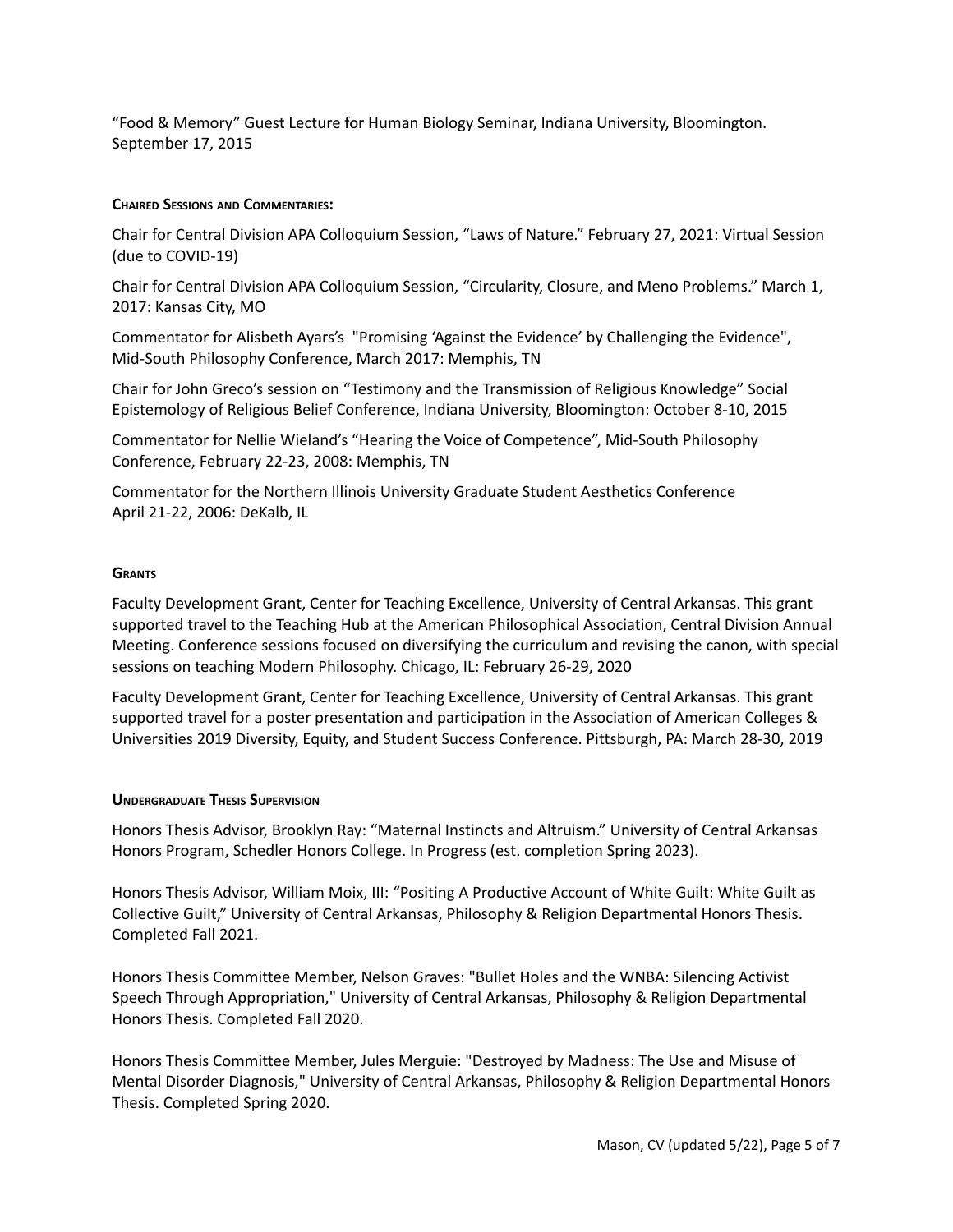"Food & Memory" Guest Lecture for Human Biology Seminar, Indiana University, Bloomington. September 17, 2015

#### Chaired Sessions and Commentaries:

Chair for Central Division APA Colloquium Session, "Laws of Nature." February 27, 2021: Virtual Session (due to COVID-19)

Chair for Central Division APA Colloquium Session, "Circularity, Closure, and Meno Problems." March 1, 2017: Kansas City, MO

Commentator for Alisbeth Ayars's "Promising 'Against the Evidence' by Challenging the Evidence", Mid-South Philosophy Conference, March 2017: Memphis, TN

Chair for John Greco's session on "Testimony and the Transmission of Religious Knowledge" Social Epistemology of Religious Belief Conference, Indiana University, Bloomington: October 8-10, 2015

Commentator for Nellie Wieland's "Hearing the Voice of Competence", Mid-South Philosophy Conference, February 22-23, 2008: Memphis, TN

Commentator for the Northern Illinois University Graduate Student Aesthetics Conference April 21-22, 2006: DeKalb, IL

#### Grants

Faculty Development Grant, Center for Teaching Excellence, University of Central Arkansas. This grant supported travel to the Teaching Hub at the American Philosophical Association, Central Division Annual Meeting. Conference sessions focused on diversifying the curriculum and revising the canon, with special sessions on teaching Modern Philosophy. Chicago, IL: February 26-29, 2020

Faculty Development Grant, Center for Teaching Excellence, University of Central Arkansas. This grant supported travel for a poster presentation and participation in the Association of American Colleges & Universities 2019 Diversity, Equity, and Student Success Conference. Pittsburgh, PA: March 28-30, 2019

#### Undergraduate Thesis Supervision

Honors Thesis Advisor, Brooklyn Ray: "Maternal Instincts and Altruism." University of Central Arkansas Honors Program, Schedler Honors College. In Progress (est. completion Spring 2023).

Honors Thesis Advisor, William Moix, III: "Positing A Productive Account of White Guilt: White Guilt as Collective Guilt," University of Central Arkansas, Philosophy & Religion Departmental Honors Thesis. Completed Fall 2021.

Honors Thesis Committee Member, Nelson Graves: "Bullet Holes and the WNBA: Silencing Activist Speech Through Appropriation," University of Central Arkansas, Philosophy & Religion Departmental Honors Thesis. Completed Fall 2020.

Honors Thesis Committee Member, Jules Merguie: "Destroyed by Madness: The Use and Misuse of Mental Disorder Diagnosis," University of Central Arkansas, Philosophy & Religion Departmental Honors Thesis. Completed Spring 2020.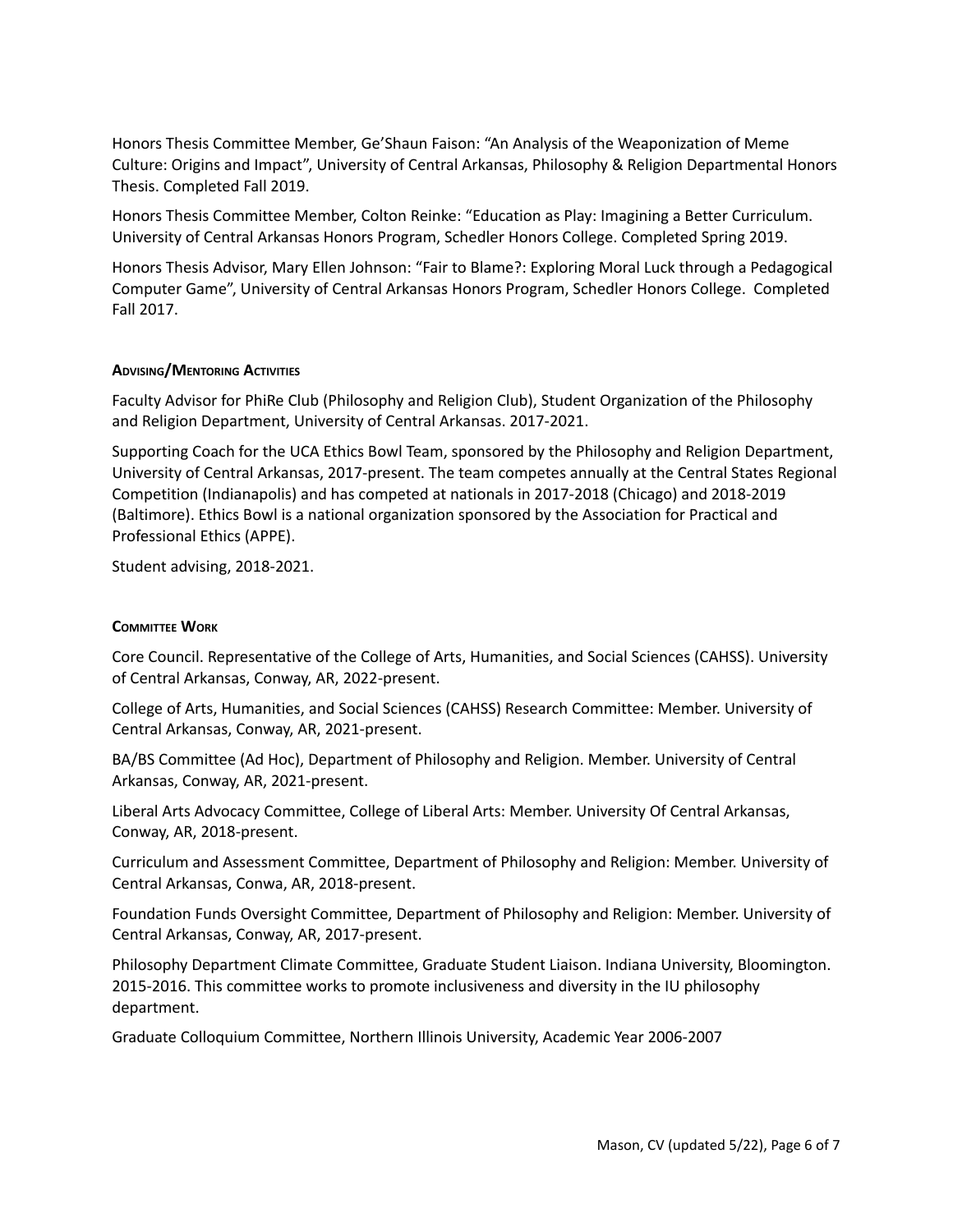Honors Thesis Committee Member, Ge'Shaun Faison: "An Analysis of the Weaponization of Meme Culture: Origins and Impact", University of Central Arkansas, Philosophy & Religion Departmental Honors Thesis. Completed Fall 2019.

Honors Thesis Committee Member, Colton Reinke: "Education as Play: Imagining a Better Curriculum. University of Central Arkansas Honors Program, Schedler Honors College. Completed Spring 2019.

Honors Thesis Advisor, Mary Ellen Johnson: "Fair to Blame?: Exploring Moral Luck through a Pedagogical Computer Game", University of Central Arkansas Honors Program, Schedler Honors College. Completed Fall 2017.

#### Advising/Mentoring Activities

Faculty Advisor for PhiRe Club (Philosophy and Religion Club), Student Organization of the Philosophy and Religion Department, University of Central Arkansas. 2017-2021.

Supporting Coach for the UCA Ethics Bowl Team, sponsored by the Philosophy and Religion Department, University of Central Arkansas, 2017-present. The team competes annually at the Central States Regional Competition (Indianapolis) and has competed at nationals in 2017-2018 (Chicago) and 2018-2019 (Baltimore). Ethics Bowl is a national organization sponsored by the Association for Practical and Professional Ethics (APPE).

Student advising, 2018-2021.

#### Committee Work

Core Council. Representative of the College of Arts, Humanities, and Social Sciences (CAHSS). University of Central Arkansas, Conway, AR, 2022-present.

College of Arts, Humanities, and Social Sciences (CAHSS) Research Committee: Member. University of Central Arkansas, Conway, AR, 2021-present.

BA/BS Committee (Ad Hoc), Department of Philosophy and Religion. Member. University of Central Arkansas, Conway, AR, 2021-present.

Liberal Arts Advocacy Committee, College of Liberal Arts: Member. University Of Central Arkansas, Conway, AR, 2018-present.

Curriculum and Assessment Committee, Department of Philosophy and Religion: Member. University of Central Arkansas, Conwa, AR, 2018-present.

Foundation Funds Oversight Committee, Department of Philosophy and Religion: Member. University of Central Arkansas, Conway, AR, 2017-present.

Philosophy Department Climate Committee, Graduate Student Liaison. Indiana University, Bloomington. 2015-2016. This committee works to promote inclusiveness and diversity in the IU philosophy department.

Graduate Colloquium Committee, Northern Illinois University, Academic Year 2006-2007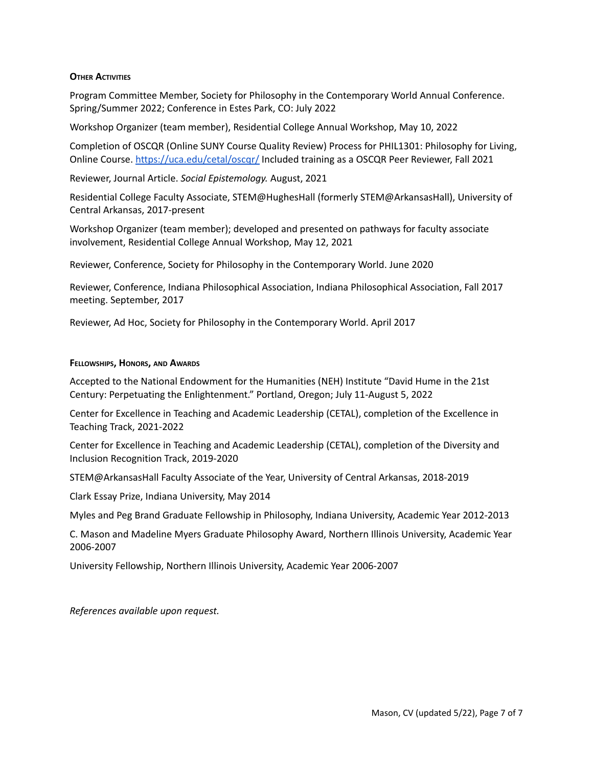#### **Other Activities**

Program Committee Member, Society for Philosophy in the Contemporary World Annual Conference. Spring/Summer 2022; Conference in Estes Park, CO: July 2022

Workshop Organizer (team member), Residential College Annual Workshop, May 10, 2022

Completion of OSCQR (Online SUNY Course Quality Review) Process for PHIL1301: Philosophy for Living, Online Course. https://uca.edu/cetal/oscqr/ Included training as a OSCQR Peer Reviewer, Fall 2021

Reviewer, Journal Article. *Social Epistemology.* August, 2021

Residential College Faculty Associate, STEM@HughesHall (formerly STEM@ArkansasHall), University of Central Arkansas, 2017-present

Workshop Organizer (team member); developed and presented on pathways for faculty associate involvement, Residential College Annual Workshop, May 12, 2021

Reviewer, Conference, Society for Philosophy in the Contemporary World. June 2020

Reviewer, Conference, Indiana Philosophical Association, Indiana Philosophical Association, Fall 2017 meeting. September, 2017

Reviewer, Ad Hoc, Society for Philosophy in the Contemporary World. April 2017

#### **Fellowships, Honors, and Awards**

Accepted to the National Endowment for the Humanities (NEH) Institute "David Hume in the 21st Century: Perpetuating the Enlightenment." Portland, Oregon; July 11-August 5, 2022

Center for Excellence in Teaching and Academic Leadership (CETAL), completion of the Excellence in Teaching Track, 2021-2022

Center for Excellence in Teaching and Academic Leadership (CETAL), completion of the Diversity and Inclusion Recognition Track, 2019-2020

STEM@ArkansasHall Faculty Associate of the Year, University of Central Arkansas, 2018-2019

Clark Essay Prize, Indiana University, May 2014

Myles and Peg Brand Graduate Fellowship in Philosophy, Indiana University, Academic Year 2012-2013

C. Mason and Madeline Myers Graduate Philosophy Award, Northern Illinois University, Academic Year 2006-2007

University Fellowship, Northern Illinois University, Academic Year 2006-2007

*References available upon request.*